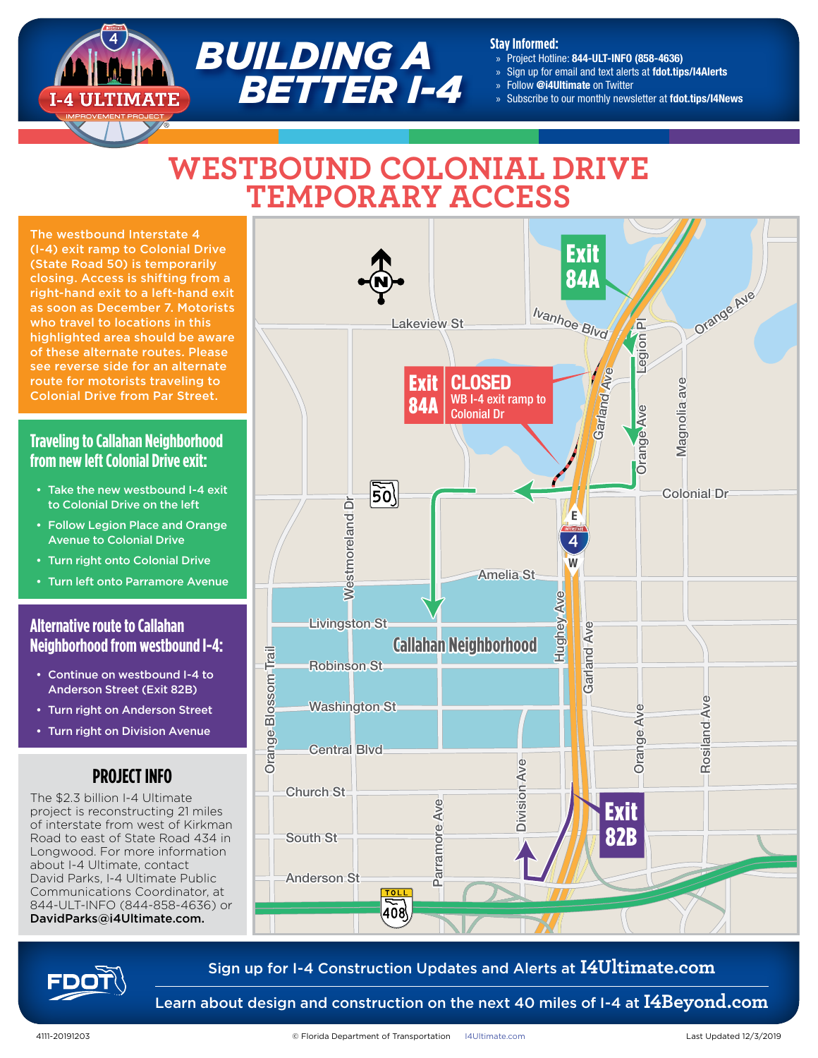# BUILDING A BETTER I-4

I-4 ULTIMATE IMPROVEMENT PROJECT

**Stay Informed:**

- Project Hotline: **844-ULT-INFO (858-4636)**
- Sign up for email and text alerts at **fdot.tips/I4Alerts**
- Follow **@i4Ultimate** on Twitter
- Subscribe to our monthly newsletter at **fdot.tips/I4News**

## WESTBOUND COLONIAL DRIVE TEMPORARY ACCESS

The westbound Interstate 4 (I-4) exit ramp to Colonial Drive (State Road 50) is temporarily closing. Access is shifting from a right-hand exit to a left-hand exit as soon as December 7. Motorists who travel to locations in this highlighted area should be aware of these alternate routes. Please see reverse side for an alternate route for motorists traveling to Colonial Drive from Par Street.

### Traveling to Callahan Neighborhood from new left Colonial Drive exit:

- Take the new westbound I-4 exit to Colonial Drive on the left
- Follow Legion Place and Orange Avenue to Colonial Drive
- Turn right onto Colonial Drive
- Turn left onto Parramore Avenue

### Alternative route to Callahan Neighborhood from westbound I-4:

- Continue on westbound I-4 to Anderson Street (Exit 82B)
- Turn right on Anderson Street
- Turn right on Division Avenue

### PROJECT INFO

The $2.3 billion I-4 Ultimate project is reconstructing 21 miles of interstate from west of Kirkman Road to east of State Road 434 in Longwood. For more information about I-4 Ultimate, contact David Parks, I-4 Ultimate Public Communications Coordinator, at 844-ULT-INFO (844-858-4636) or **DavidParks@i4Ultimate.com.**

Exit 84A

Exit 84A CLOSED WB I-4 exit ramp to Colonial Dr

Exit 82B

Callahan Neighborhood

Sign up for I-4 Construction Updates and Alerts at **I4Ultimate.com**

Learn about design and construction on the next 40 miles of I-4 at **I4Beyond.com**

4111-20191203 © Florida Department of Transportation I4Ultimate.com Last Updated 12/3/2019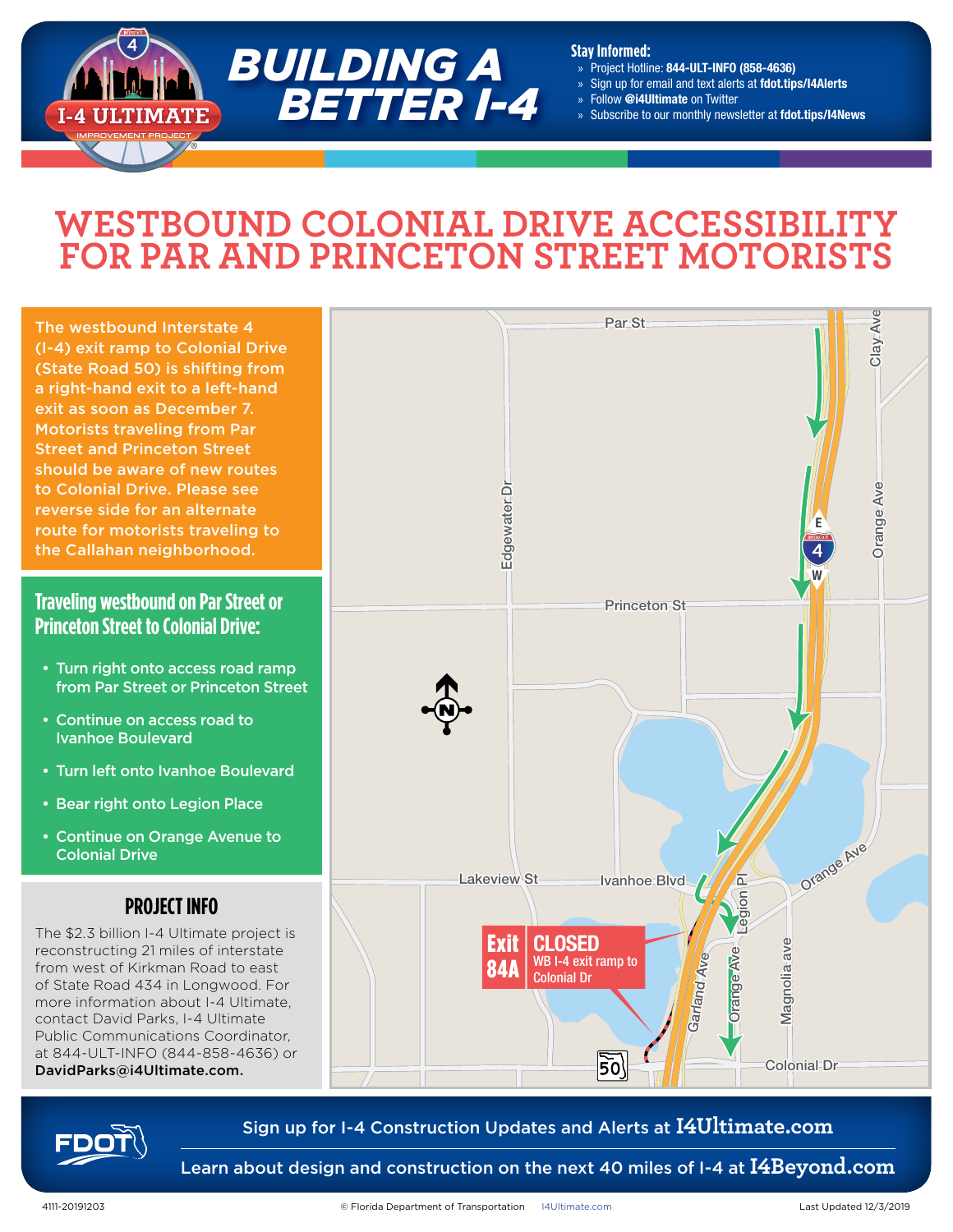# BUILDING A BETTER I-4

**Stay Informed:**

- Project Hotline: **844-ULT-INFO (858-4636)**
- Sign up for email and text alerts at **fdot.tips/I4Alerts**
- Follow **@i4Ultimate** on Twitter
- Subscribe to our monthly newsletter at **fdot.tips/I4News**

# WESTBOUND COLONIAL DRIVE ACCESSIBILITY FOR PAR AND PRINCETON STREET MOTORISTS

The westbound Interstate 4 (I-4) exit ramp to Colonial Drive (State Road 50) is shifting from a right-hand exit to a left-hand exit as soon as December 7. Motorists traveling from Par Street and Princeton Street should be aware of new routes to Colonial Drive. Please see reverse side for an alternate route for motorists traveling to the Callahan neighborhood.

## Traveling westbound on Par Street or Princeton Street to Colonial Drive:

- Turn right onto access road ramp from Par Street or Princeton Street
- Continue on access road to Ivanhoe Boulevard
- Turn left onto Ivanhoe Boulevard
- Bear right onto Legion Place
- Continue on Orange Avenue to Colonial Drive

Par St
Clay Ave
Edgewater Dr
Orange Ave
E 4 W
Princeton St
Lakeview St
Ivanhoe Blvd
Orange Ave
Legion Pl
Garland Ave
Orange Ave
Magnolia ave
50
Colonial Dr
Exit 84A CLOSED WB I-4 exit ramp to Colonial Dr

## PROJECT INFO

The $2.3 billion I-4 Ultimate project is reconstructing 21 miles of interstate from west of Kirkman Road to east of State Road 434 in Longwood. For more information about I-4 Ultimate, contact David Parks, I-4 Ultimate Public Communications Coordinator, at 844-ULT-INFO (844-858-4636) or **DavidParks@i4Ultimate.com.**

Sign up for I-4 Construction Updates and Alerts at **I4Ultimate.com**

Learn about design and construction on the next 40 miles of I-4 at **I4Beyond.com**

4111-20191203 © Florida Department of Transportation I4Ultimate.com Last Updated 12/3/2019